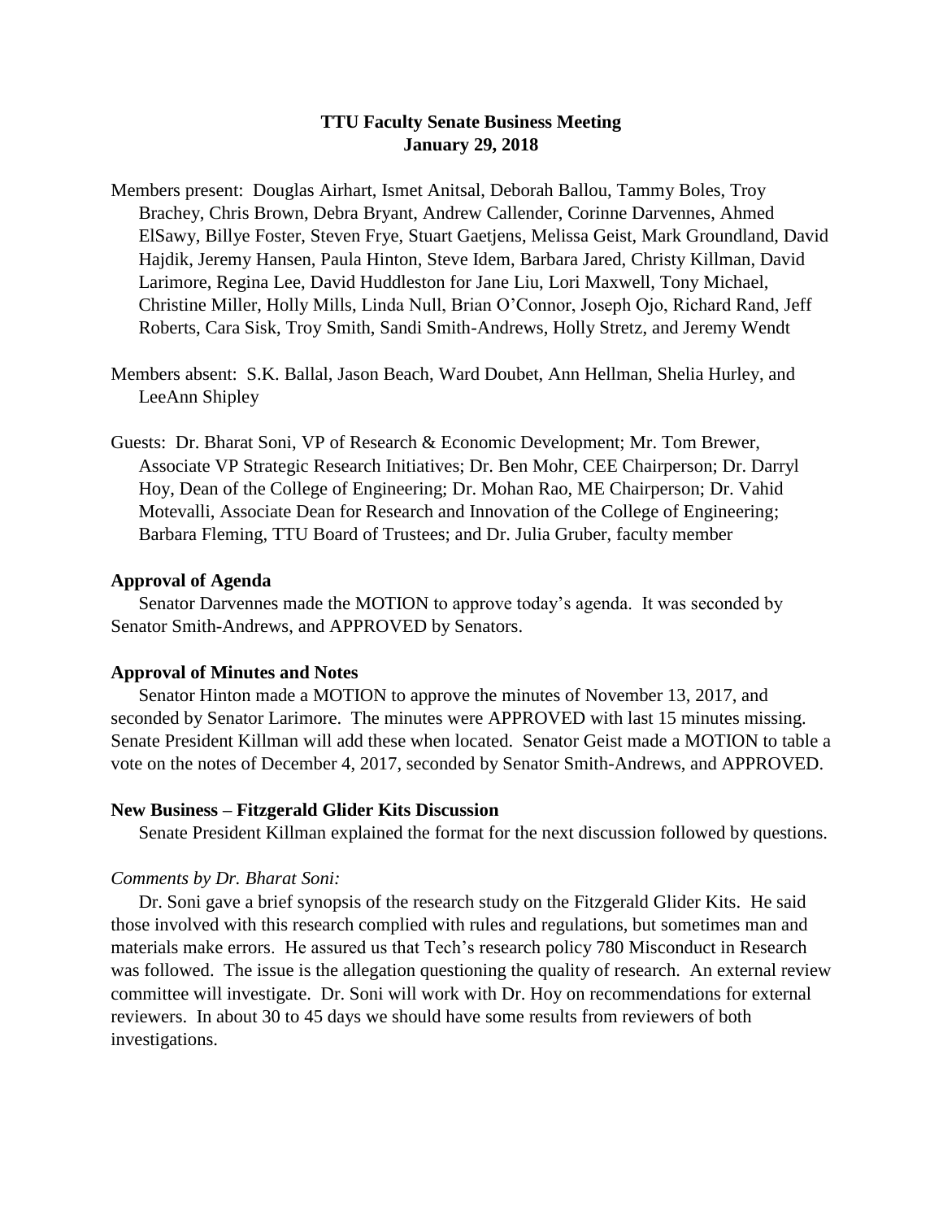# TTU Faculty Senate Business Meeting
## January 29, 2018

Members present: Douglas Airhart, Ismet Anitsal, Deborah Ballou, Tammy Boles, Troy Brachey, Chris Brown, Debra Bryant, Andrew Callender, Corinne Darvennes, Ahmed ElSawy, Billye Foster, Steven Frye, Stuart Gaetjens, Melissa Geist, Mark Groundland, David Hajdik, Jeremy Hansen, Paula Hinton, Steve Idem, Barbara Jared, Christy Killman, David Larimore, Regina Lee, David Huddleston for Jane Liu, Lori Maxwell, Tony Michael, Christine Miller, Holly Mills, Linda Null, Brian O'Connor, Joseph Ojo, Richard Rand, Jeff Roberts, Cara Sisk, Troy Smith, Sandi Smith-Andrews, Holly Stretz, and Jeremy Wendt

Members absent: S.K. Ballal, Jason Beach, Ward Doubet, Ann Hellman, Shelia Hurley, and LeeAnn Shipley

Guests: Dr. Bharat Soni, VP of Research & Economic Development; Mr. Tom Brewer, Associate VP Strategic Research Initiatives; Dr. Ben Mohr, CEE Chairperson; Dr. Darryl Hoy, Dean of the College of Engineering; Dr. Mohan Rao, ME Chairperson; Dr. Vahid Motevalli, Associate Dean for Research and Innovation of the College of Engineering; Barbara Fleming, TTU Board of Trustees; and Dr. Julia Gruber, faculty member

### Approval of Agenda

Senator Darvennes made the MOTION to approve today's agenda. It was seconded by Senator Smith-Andrews, and APPROVED by Senators.

### Approval of Minutes and Notes

Senator Hinton made a MOTION to approve the minutes of November 13, 2017, and seconded by Senator Larimore. The minutes were APPROVED with last 15 minutes missing. Senate President Killman will add these when located. Senator Geist made a MOTION to table a vote on the notes of December 4, 2017, seconded by Senator Smith-Andrews, and APPROVED.

### New Business – Fitzgerald Glider Kits Discussion

Senate President Killman explained the format for the next discussion followed by questions.

*Comments by Dr. Bharat Soni:*

Dr. Soni gave a brief synopsis of the research study on the Fitzgerald Glider Kits. He said those involved with this research complied with rules and regulations, but sometimes man and materials make errors. He assured us that Tech's research policy 780 Misconduct in Research was followed. The issue is the allegation questioning the quality of research. An external review committee will investigate. Dr. Soni will work with Dr. Hoy on recommendations for external reviewers. In about 30 to 45 days we should have some results from reviewers of both investigations.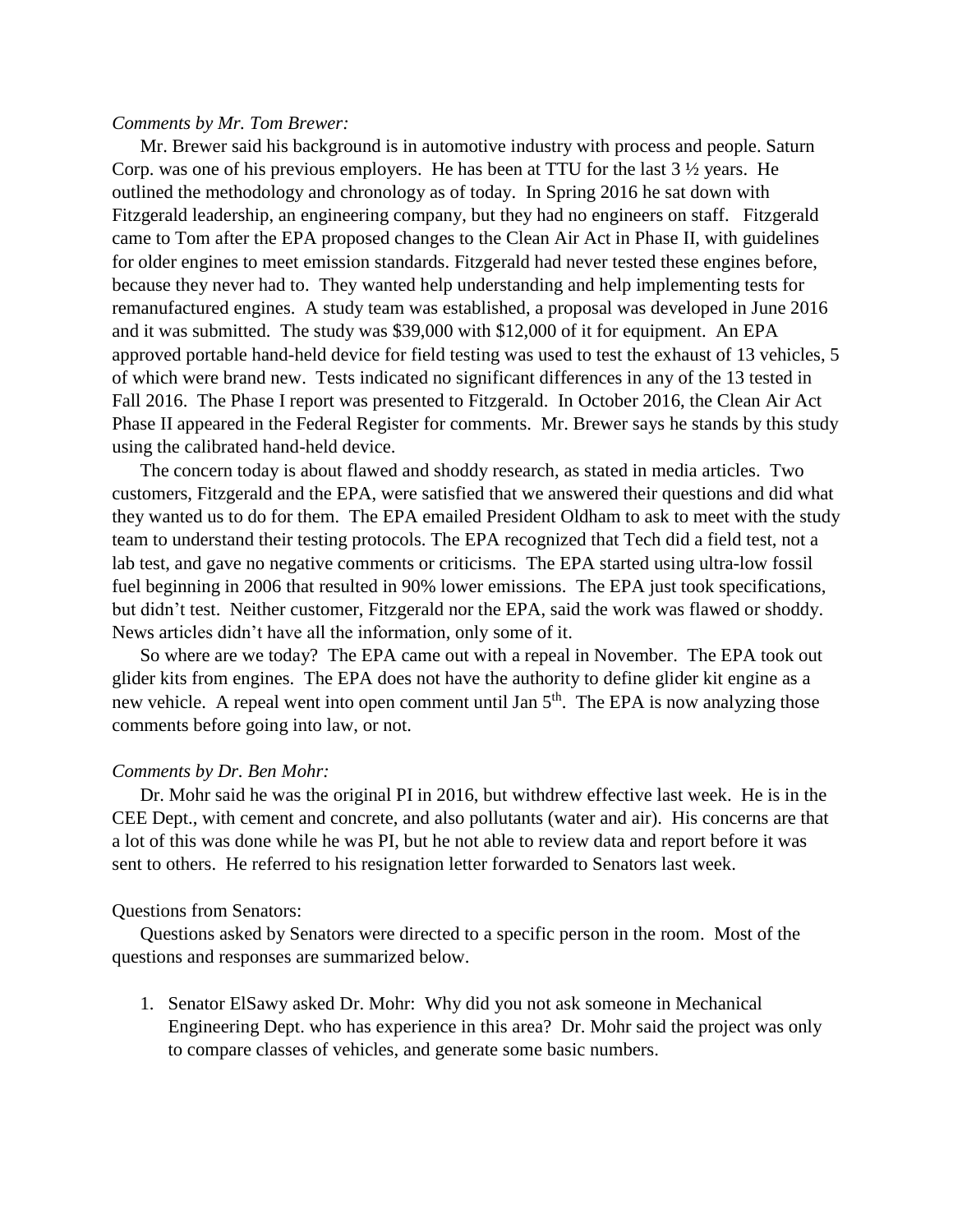*Comments by Mr. Tom Brewer:*

Mr. Brewer said his background is in automotive industry with process and people. Saturn Corp. was one of his previous employers. He has been at TTU for the last 3 ½ years. He outlined the methodology and chronology as of today. In Spring 2016 he sat down with Fitzgerald leadership, an engineering company, but they had no engineers on staff. Fitzgerald came to Tom after the EPA proposed changes to the Clean Air Act in Phase II, with guidelines for older engines to meet emission standards. Fitzgerald had never tested these engines before, because they never had to. They wanted help understanding and help implementing tests for remanufactured engines. A study team was established, a proposal was developed in June 2016 and it was submitted. The study was $39,000 with $12,000 of it for equipment. An EPA approved portable hand-held device for field testing was used to test the exhaust of 13 vehicles, 5 of which were brand new. Tests indicated no significant differences in any of the 13 tested in Fall 2016. The Phase I report was presented to Fitzgerald. In October 2016, the Clean Air Act Phase II appeared in the Federal Register for comments. Mr. Brewer says he stands by this study using the calibrated hand-held device.

The concern today is about flawed and shoddy research, as stated in media articles. Two customers, Fitzgerald and the EPA, were satisfied that we answered their questions and did what they wanted us to do for them. The EPA emailed President Oldham to ask to meet with the study team to understand their testing protocols. The EPA recognized that Tech did a field test, not a lab test, and gave no negative comments or criticisms. The EPA started using ultra-low fossil fuel beginning in 2006 that resulted in 90% lower emissions. The EPA just took specifications, but didn't test. Neither customer, Fitzgerald nor the EPA, said the work was flawed or shoddy. News articles didn't have all the information, only some of it.

So where are we today? The EPA came out with a repeal in November. The EPA took out glider kits from engines. The EPA does not have the authority to define glider kit engine as a new vehicle. A repeal went into open comment until Jan 5th. The EPA is now analyzing those comments before going into law, or not.

*Comments by Dr. Ben Mohr:*

Dr. Mohr said he was the original PI in 2016, but withdrew effective last week. He is in the CEE Dept., with cement and concrete, and also pollutants (water and air). His concerns are that a lot of this was done while he was PI, but he not able to review data and report before it was sent to others. He referred to his resignation letter forwarded to Senators last week.

Questions from Senators:

Questions asked by Senators were directed to a specific person in the room. Most of the questions and responses are summarized below.

1. Senator ElSawy asked Dr. Mohr: Why did you not ask someone in Mechanical Engineering Dept. who has experience in this area? Dr. Mohr said the project was only to compare classes of vehicles, and generate some basic numbers.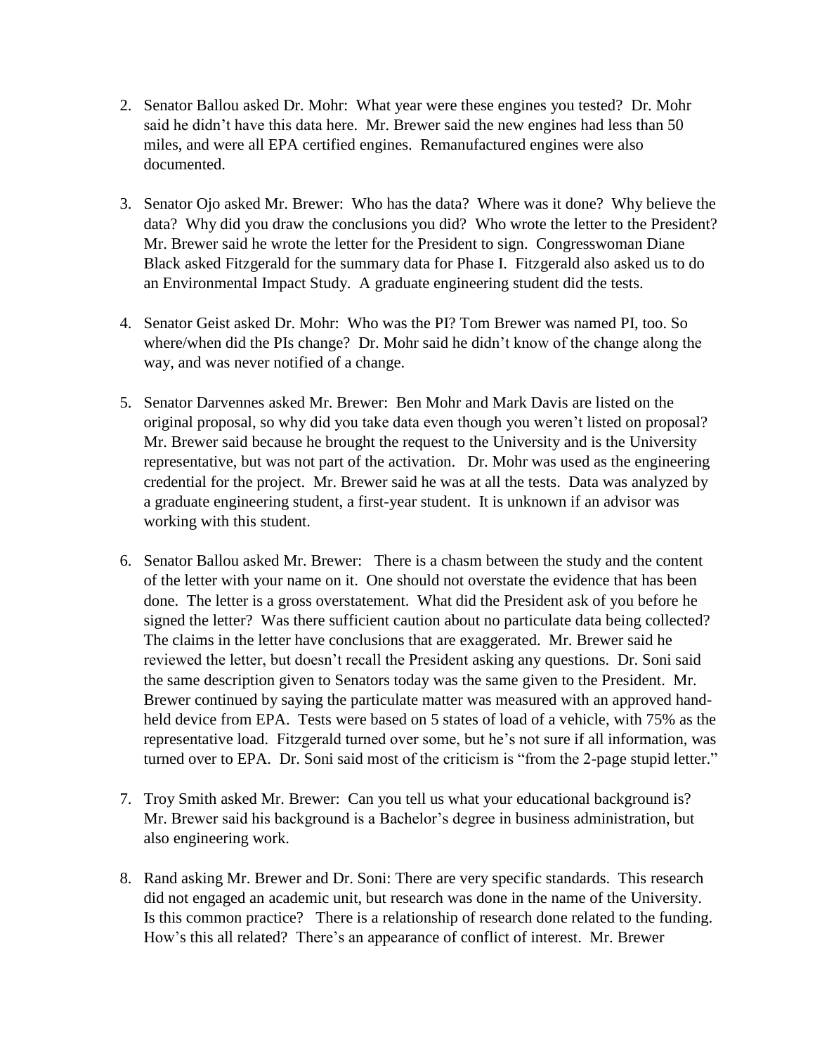2. Senator Ballou asked Dr. Mohr: What year were these engines you tested? Dr. Mohr said he didn't have this data here. Mr. Brewer said the new engines had less than 50 miles, and were all EPA certified engines. Remanufactured engines were also documented.

3. Senator Ojo asked Mr. Brewer: Who has the data? Where was it done? Why believe the data? Why did you draw the conclusions you did? Who wrote the letter to the President? Mr. Brewer said he wrote the letter for the President to sign. Congresswoman Diane Black asked Fitzgerald for the summary data for Phase I. Fitzgerald also asked us to do an Environmental Impact Study. A graduate engineering student did the tests.

4. Senator Geist asked Dr. Mohr: Who was the PI? Tom Brewer was named PI, too. So where/when did the PIs change? Dr. Mohr said he didn't know of the change along the way, and was never notified of a change.

5. Senator Darvennes asked Mr. Brewer: Ben Mohr and Mark Davis are listed on the original proposal, so why did you take data even though you weren't listed on proposal? Mr. Brewer said because he brought the request to the University and is the University representative, but was not part of the activation. Dr. Mohr was used as the engineering credential for the project. Mr. Brewer said he was at all the tests. Data was analyzed by a graduate engineering student, a first-year student. It is unknown if an advisor was working with this student.

6. Senator Ballou asked Mr. Brewer: There is a chasm between the study and the content of the letter with your name on it. One should not overstate the evidence that has been done. The letter is a gross overstatement. What did the President ask of you before he signed the letter? Was there sufficient caution about no particulate data being collected? The claims in the letter have conclusions that are exaggerated. Mr. Brewer said he reviewed the letter, but doesn't recall the President asking any questions. Dr. Soni said the same description given to Senators today was the same given to the President. Mr. Brewer continued by saying the particulate matter was measured with an approved hand-held device from EPA. Tests were based on 5 states of load of a vehicle, with 75% as the representative load. Fitzgerald turned over some, but he's not sure if all information, was turned over to EPA. Dr. Soni said most of the criticism is "from the 2-page stupid letter."

7. Troy Smith asked Mr. Brewer: Can you tell us what your educational background is? Mr. Brewer said his background is a Bachelor's degree in business administration, but also engineering work.

8. Rand asking Mr. Brewer and Dr. Soni: There are very specific standards. This research did not engaged an academic unit, but research was done in the name of the University. Is this common practice? There is a relationship of research done related to the funding. How's this all related? There's an appearance of conflict of interest. Mr. Brewer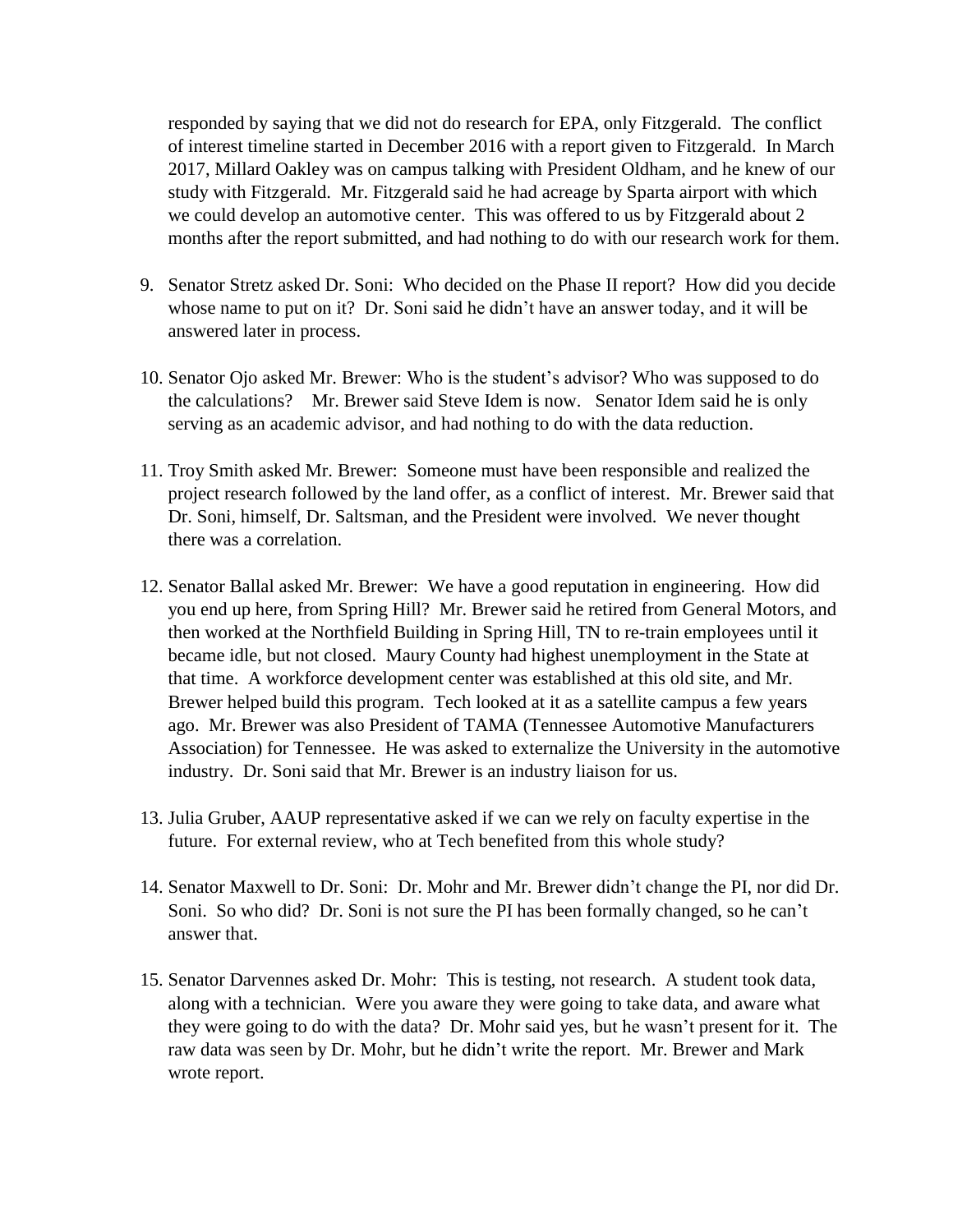responded by saying that we did not do research for EPA, only Fitzgerald. The conflict of interest timeline started in December 2016 with a report given to Fitzgerald. In March 2017, Millard Oakley was on campus talking with President Oldham, and he knew of our study with Fitzgerald. Mr. Fitzgerald said he had acreage by Sparta airport with which we could develop an automotive center. This was offered to us by Fitzgerald about 2 months after the report submitted, and had nothing to do with our research work for them.

9. Senator Stretz asked Dr. Soni: Who decided on the Phase II report? How did you decide whose name to put on it? Dr. Soni said he didn't have an answer today, and it will be answered later in process.

10. Senator Ojo asked Mr. Brewer: Who is the student's advisor? Who was supposed to do the calculations? Mr. Brewer said Steve Idem is now. Senator Idem said he is only serving as an academic advisor, and had nothing to do with the data reduction.

11. Troy Smith asked Mr. Brewer: Someone must have been responsible and realized the project research followed by the land offer, as a conflict of interest. Mr. Brewer said that Dr. Soni, himself, Dr. Saltsman, and the President were involved. We never thought there was a correlation.

12. Senator Ballal asked Mr. Brewer: We have a good reputation in engineering. How did you end up here, from Spring Hill? Mr. Brewer said he retired from General Motors, and then worked at the Northfield Building in Spring Hill, TN to re-train employees until it became idle, but not closed. Maury County had highest unemployment in the State at that time. A workforce development center was established at this old site, and Mr. Brewer helped build this program. Tech looked at it as a satellite campus a few years ago. Mr. Brewer was also President of TAMA (Tennessee Automotive Manufacturers Association) for Tennessee. He was asked to externalize the University in the automotive industry. Dr. Soni said that Mr. Brewer is an industry liaison for us.

13. Julia Gruber, AAUP representative asked if we can we rely on faculty expertise in the future. For external review, who at Tech benefited from this whole study?

14. Senator Maxwell to Dr. Soni: Dr. Mohr and Mr. Brewer didn't change the PI, nor did Dr. Soni. So who did? Dr. Soni is not sure the PI has been formally changed, so he can't answer that.

15. Senator Darvennes asked Dr. Mohr: This is testing, not research. A student took data, along with a technician. Were you aware they were going to take data, and aware what they were going to do with the data? Dr. Mohr said yes, but he wasn't present for it. The raw data was seen by Dr. Mohr, but he didn't write the report. Mr. Brewer and Mark wrote report.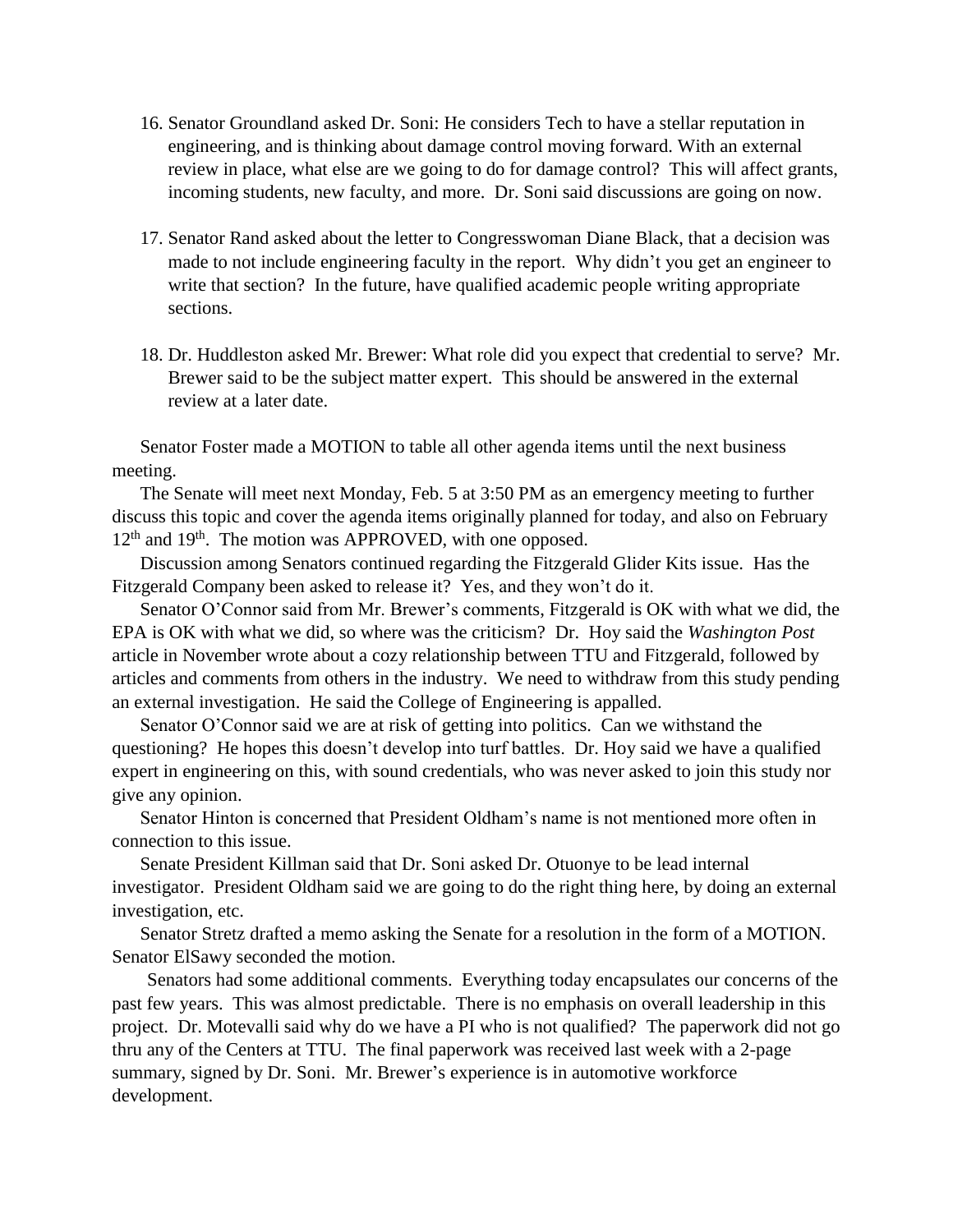16. Senator Groundland asked Dr. Soni: He considers Tech to have a stellar reputation in engineering, and is thinking about damage control moving forward. With an external review in place, what else are we going to do for damage control? This will affect grants, incoming students, new faculty, and more. Dr. Soni said discussions are going on now.

17. Senator Rand asked about the letter to Congresswoman Diane Black, that a decision was made to not include engineering faculty in the report. Why didn't you get an engineer to write that section? In the future, have qualified academic people writing appropriate sections.

18. Dr. Huddleston asked Mr. Brewer: What role did you expect that credential to serve? Mr. Brewer said to be the subject matter expert. This should be answered in the external review at a later date.

Senator Foster made a MOTION to table all other agenda items until the next business meeting.

The Senate will meet next Monday, Feb. 5 at 3:50 PM as an emergency meeting to further discuss this topic and cover the agenda items originally planned for today, and also on February 12th and 19th. The motion was APPROVED, with one opposed.

Discussion among Senators continued regarding the Fitzgerald Glider Kits issue. Has the Fitzgerald Company been asked to release it? Yes, and they won't do it.

Senator O'Connor said from Mr. Brewer's comments, Fitzgerald is OK with what we did, the EPA is OK with what we did, so where was the criticism? Dr. Hoy said the *Washington Post* article in November wrote about a cozy relationship between TTU and Fitzgerald, followed by articles and comments from others in the industry. We need to withdraw from this study pending an external investigation. He said the College of Engineering is appalled.

Senator O'Connor said we are at risk of getting into politics. Can we withstand the questioning? He hopes this doesn't develop into turf battles. Dr. Hoy said we have a qualified expert in engineering on this, with sound credentials, who was never asked to join this study nor give any opinion.

Senator Hinton is concerned that President Oldham's name is not mentioned more often in connection to this issue.

Senate President Killman said that Dr. Soni asked Dr. Otuonye to be lead internal investigator. President Oldham said we are going to do the right thing here, by doing an external investigation, etc.

Senator Stretz drafted a memo asking the Senate for a resolution in the form of a MOTION. Senator ElSawy seconded the motion.

Senators had some additional comments. Everything today encapsulates our concerns of the past few years. This was almost predictable. There is no emphasis on overall leadership in this project. Dr. Motevalli said why do we have a PI who is not qualified? The paperwork did not go thru any of the Centers at TTU. The final paperwork was received last week with a 2-page summary, signed by Dr. Soni. Mr. Brewer's experience is in automotive workforce development.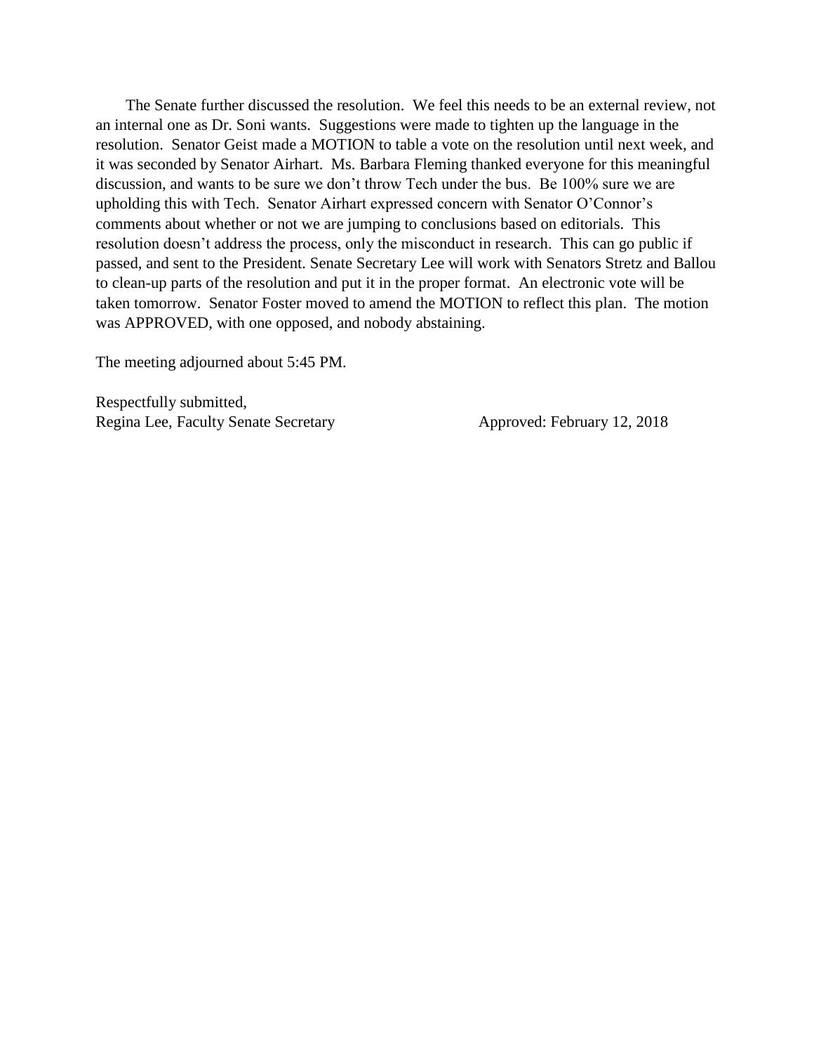The Senate further discussed the resolution. We feel this needs to be an external review, not an internal one as Dr. Soni wants. Suggestions were made to tighten up the language in the resolution. Senator Geist made a MOTION to table a vote on the resolution until next week, and it was seconded by Senator Airhart. Ms. Barbara Fleming thanked everyone for this meaningful discussion, and wants to be sure we don't throw Tech under the bus. Be 100% sure we are upholding this with Tech. Senator Airhart expressed concern with Senator O'Connor's comments about whether or not we are jumping to conclusions based on editorials. This resolution doesn't address the process, only the misconduct in research. This can go public if passed, and sent to the President. Senate Secretary Lee will work with Senators Stretz and Ballou to clean-up parts of the resolution and put it in the proper format. An electronic vote will be taken tomorrow. Senator Foster moved to amend the MOTION to reflect this plan. The motion was APPROVED, with one opposed, and nobody abstaining.

The meeting adjourned about 5:45 PM.

Respectfully submitted,
Regina Lee, Faculty Senate Secretary

Approved: February 12, 2018